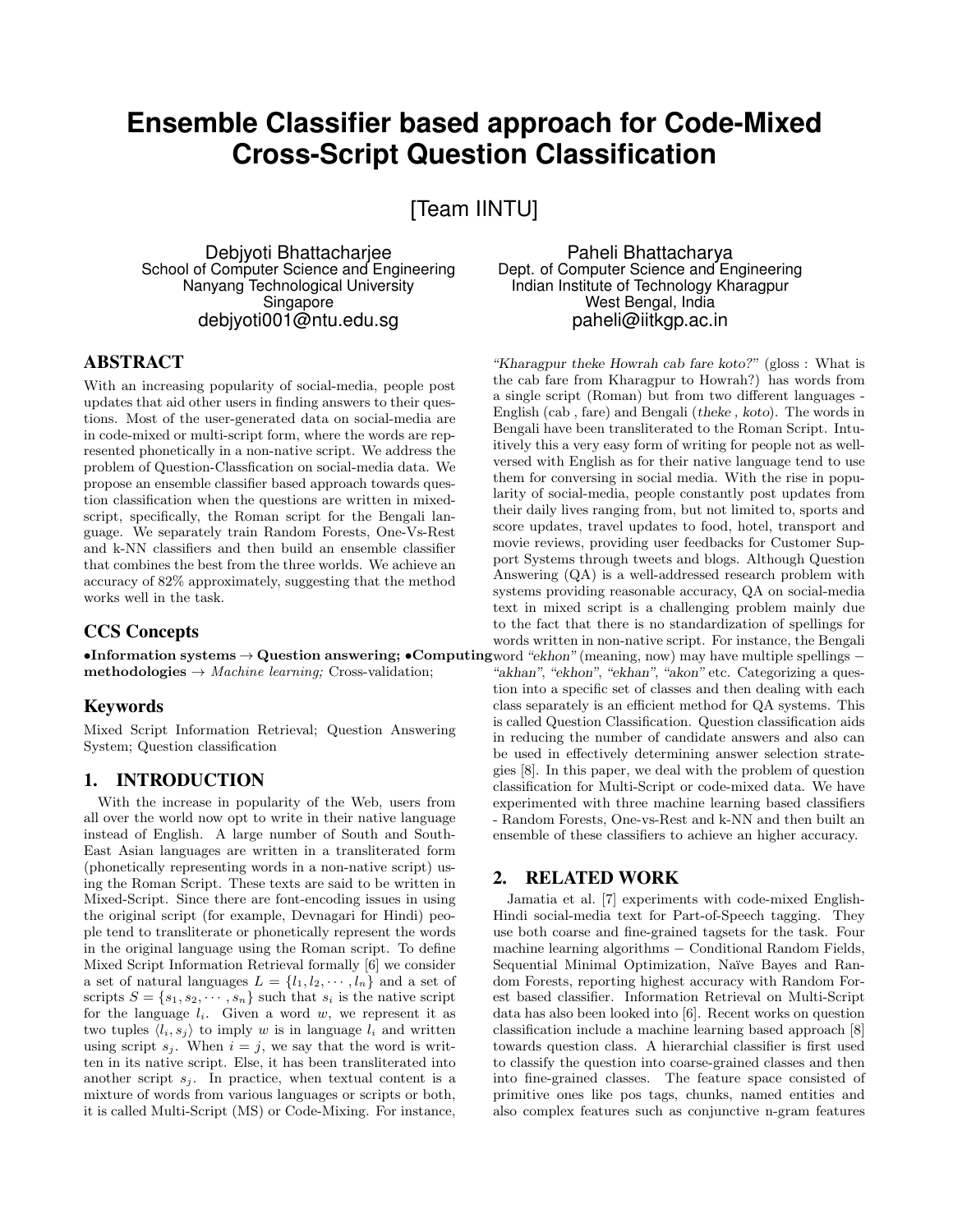# Ensemble Classifier based approach for Code-Mixed Cross-Script Question Classification

[Team IINTU]

Debjyoti Bhattacharjee
School of Computer Science and Engineering
Nanyang Technological University
Singapore
debjyoti001@ntu.edu.sg

Paheli Bhattacharya
Dept. of Computer Science and Engineering
Indian Institute of Technology Kharagpur
West Bengal, India
paheli@iitkgp.ac.in

## ABSTRACT

With an increasing popularity of social-media, people post updates that aid other users in finding answers to their questions. Most of the user-generated data on social-media are in code-mixed or multi-script form, where the words are represented phonetically in a non-native script. We address the problem of Question-Classfication on social-media data. We propose an ensemble classifier based approach towards question classification when the questions are written in mixed-script, specifically, the Roman script for the Bengali language. We separately train Random Forests, One-Vs-Rest and k-NN classifiers and then build an ensemble classifier that combines the best from the three worlds. We achieve an accuracy of 82% approximately, suggesting that the method works well in the task.

## CCS Concepts

•**Information systems** → **Question answering;** •**Computing methodologies** → *Machine learning;* Cross-validation;

## Keywords

Mixed Script Information Retrieval; Question Answering System; Question classification

## 1. INTRODUCTION

With the increase in popularity of the Web, users from all over the world now opt to write in their native language instead of English. A large number of South and South-East Asian languages are written in a transliterated form (phonetically representing words in a non-native script) using the Roman Script. These texts are said to be written in Mixed-Script. Since there are font-encoding issues in using the original script (for example, Devnagari for Hindi) people tend to transliterate or phonetically represent the words in the original language using the Roman script. To define Mixed Script Information Retrieval formally [6] we consider a set of natural languages $L = \{l_1, l_2, \cdots, l_n\}$ and a set of scripts $S = \{s_1, s_2, \cdots, s_n\}$ such that $s_i$ is the native script for the language $l_i$. Given a word $w$, we represent it as two tuples $\langle l_i, s_j \rangle$ to imply $w$ is in language $l_i$ and written using script $s_j$. When $i = j$, we say that the word is written in its native script. Else, it has been transliterated into another script $s_j$. In practice, when textual content is a mixture of words from various languages or scripts or both, it is called Multi-Script (MS) or Code-Mixing. For instance, *"Kharagpur theke Howrah cab fare koto?"* (gloss : What is the cab fare from Kharagpur to Howrah?) has words from a single script (Roman) but from two different languages - English (cab , fare) and Bengali (*theke* , *koto*). The words in Bengali have been transliterated to the Roman Script. Intuitively this a very easy form of writing for people not as well-versed with English as for their native language tend to use them for conversing in social media. With the rise in popularity of social-media, people constantly post updates from their daily lives ranging from, but not limited to, sports and score updates, travel updates to food, hotel, transport and movie reviews, providing user feedbacks for Customer Support Systems through tweets and blogs. Although Question Answering (QA) is a well-addressed research problem with systems providing reasonable accuracy, QA on social-media text in mixed script is a challenging problem mainly due to the fact that there is no standardization of spellings for words written in non-native script. For instance, the Bengali word *"ekhon"* (meaning, now) may have multiple spellings − *"akhan"*, *"ekhon"*, *"ekhan"*, *"akon"* etc. Categorizing a question into a specific set of classes and then dealing with each class separately is an efficient method for QA systems. This is called Question Classification. Question classification aids in reducing the number of candidate answers and also can be used in effectively determining answer selection strategies [8]. In this paper, we deal with the problem of question classification for Multi-Script or code-mixed data. We have experimented with three machine learning based classifiers - Random Forests, One-vs-Rest and k-NN and then built an ensemble of these classifiers to achieve an higher accuracy.

## 2. RELATED WORK

Jamatia et al. [7] experiments with code-mixed English-Hindi social-media text for Part-of-Speech tagging. They use both coarse and fine-grained tagsets for the task. Four machine learning algorithms − Conditional Random Fields, Sequential Minimal Optimization, Naïve Bayes and Random Forests, reporting highest accuracy with Random Forest based classifier. Information Retrieval on Multi-Script data has also been looked into [6]. Recent works on question classification include a machine learning based approach [8] towards question class. A hierarchial classifier is first used to classify the question into coarse-grained classes and then into fine-grained classes. The feature space consisted of primitive ones like pos tags, chunks, named entities and also complex features such as conjunctive n-gram features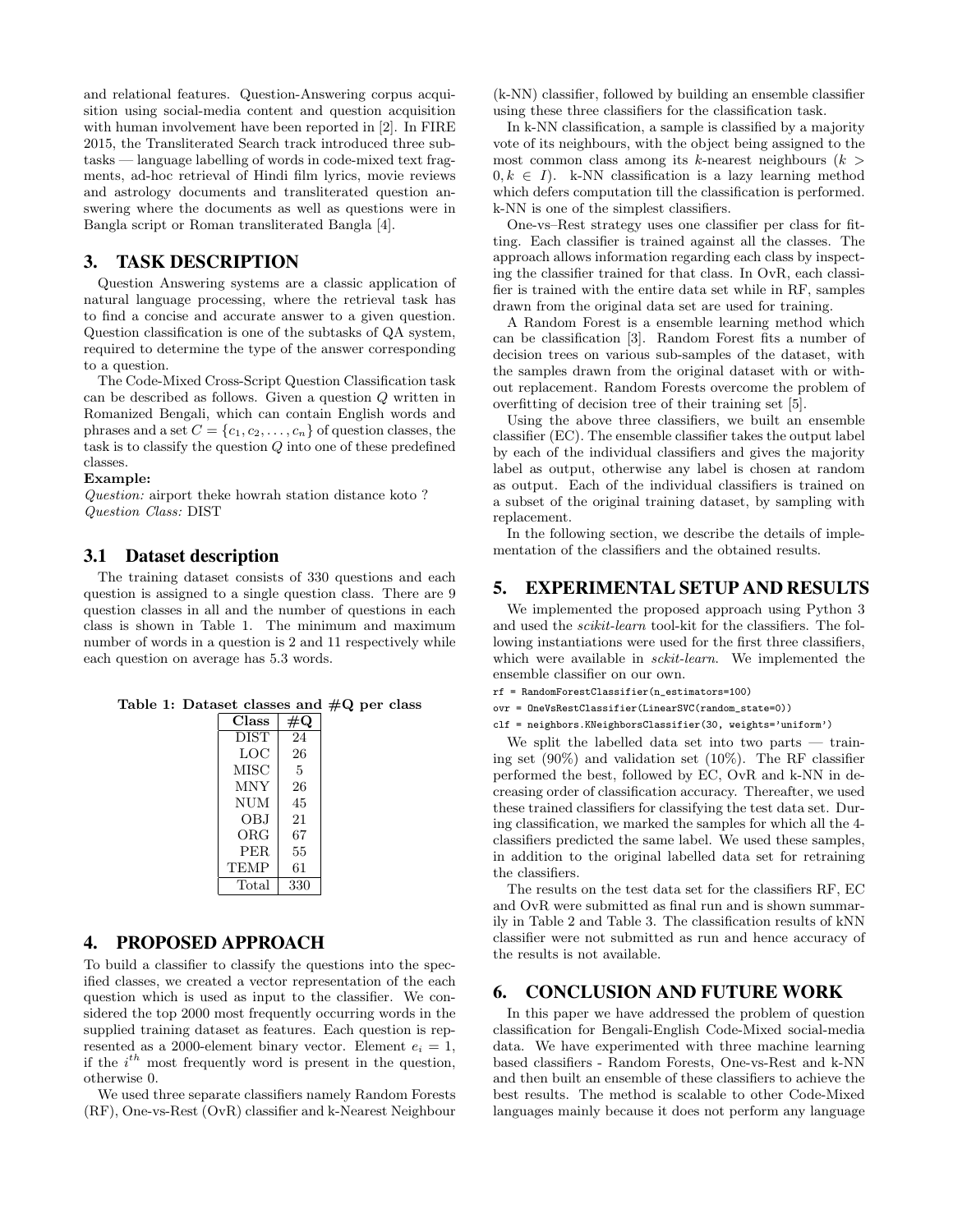and relational features. Question-Answering corpus acquisition using social-media content and question acquisition with human involvement have been reported in [2]. In FIRE 2015, the Transliterated Search track introduced three subtasks — language labelling of words in code-mixed text fragments, ad-hoc retrieval of Hindi film lyrics, movie reviews and astrology documents and transliterated question answering where the documents as well as questions were in Bangla script or Roman transliterated Bangla [4].

## 3. TASK DESCRIPTION

Question Answering systems are a classic application of natural language processing, where the retrieval task has to find a concise and accurate answer to a given question. Question classification is one of the subtasks of QA system, required to determine the type of the answer corresponding to a question.

The Code-Mixed Cross-Script Question Classification task can be described as follows. Given a question $Q$ written in Romanized Bengali, which can contain English words and phrases and a set $C = \{c_1, c_2, \ldots, c_n\}$ of question classes, the task is to classify the question $Q$ into one of these predefined classes.

**Example:**

*Question:* airport theke howrah station distance koto ?
*Question Class:* DIST

### 3.1 Dataset description

The training dataset consists of 330 questions and each question is assigned to a single question class. There are 9 question classes in all and the number of questions in each class is shown in Table 1. The minimum and maximum number of words in a question is 2 and 11 respectively while each question on average has 5.3 words.

**Table 1: Dataset classes and #Q per class**

| Class | #Q |
|---|---|
| DIST | 24 |
| LOC | 26 |
| MISC | 5 |
| MNY | 26 |
| NUM | 45 |
| OBJ | 21 |
| ORG | 67 |
| PER | 55 |
| TEMP | 61 |
| Total | 330 |

## 4. PROPOSED APPROACH

To build a classifier to classify the questions into the specified classes, we created a vector representation of the each question which is used as input to the classifier. We considered the top 2000 most frequently occurring words in the supplied training dataset as features. Each question is represented as a 2000-element binary vector. Element $e_i = 1$, if the $i^{th}$ most frequently word is present in the question, otherwise 0.

We used three separate classifiers namely Random Forests (RF), One-vs-Rest (OvR) classifier and k-Nearest Neighbour (k-NN) classifier, followed by building an ensemble classifier using these three classifiers for the classification task.

In k-NN classification, a sample is classified by a majority vote of its neighbours, with the object being assigned to the most common class among its $k$-nearest neighbours ($k > 0, k \in I$). k-NN classification is a lazy learning method which defers computation till the classification is performed. k-NN is one of the simplest classifiers.

One-vs–Rest strategy uses one classifier per class for fitting. Each classifier is trained against all the classes. The approach allows information regarding each class by inspecting the classifier trained for that class. In OvR, each classifier is trained with the entire data set while in RF, samples drawn from the original data set are used for training.

A Random Forest is a ensemble learning method which can be classification [3]. Random Forest fits a number of decision trees on various sub-samples of the dataset, with the samples drawn from the original dataset with or without replacement. Random Forests overcome the problem of overfitting of decision tree of their training set [5].

Using the above three classifiers, we built an ensemble classifier (EC). The ensemble classifier takes the output label by each of the individual classifiers and gives the majority label as output, otherwise any label is chosen at random as output. Each of the individual classifiers is trained on a subset of the original training dataset, by sampling with replacement.

In the following section, we describe the details of implementation of the classifiers and the obtained results.

## 5. EXPERIMENTAL SETUP AND RESULTS

We implemented the proposed approach using Python 3 and used the *scikit-learn* tool-kit for the classifiers. The following instantiations were used for the first three classifiers, which were available in *scikit-learn*. We implemented the ensemble classifier on our own.

```
rf = RandomForestClassifier(n_estimators=100)
ovr = OneVsRestClassifier(LinearSVC(random_state=0))
clf = neighbors.KNeighborsClassifier(30, weights='uniform')
```

We split the labelled data set into two parts — training set (90%) and validation set (10%). The RF classifier performed the best, followed by EC, OvR and k-NN in decreasing order of classification accuracy. Thereafter, we used these trained classifiers for classifying the test data set. During classification, we marked the samples for which all the 4-classifiers predicted the same label. We used these samples, in addition to the original labelled data set for retraining the classifiers.

The results on the test data set for the classifiers RF, EC and OvR were submitted as final run and is shown summarily in Table 2 and Table 3. The classification results of kNN classifier were not submitted as run and hence accuracy of the results is not available.

## 6. CONCLUSION AND FUTURE WORK

In this paper we have addressed the problem of question classification for Bengali-English Code-Mixed social-media data. We have experimented with three machine learning based classifiers - Random Forests, One-vs-Rest and k-NN and then built an ensemble of these classifiers to achieve the best results. The method is scalable to other Code-Mixed languages mainly because it does not perform any language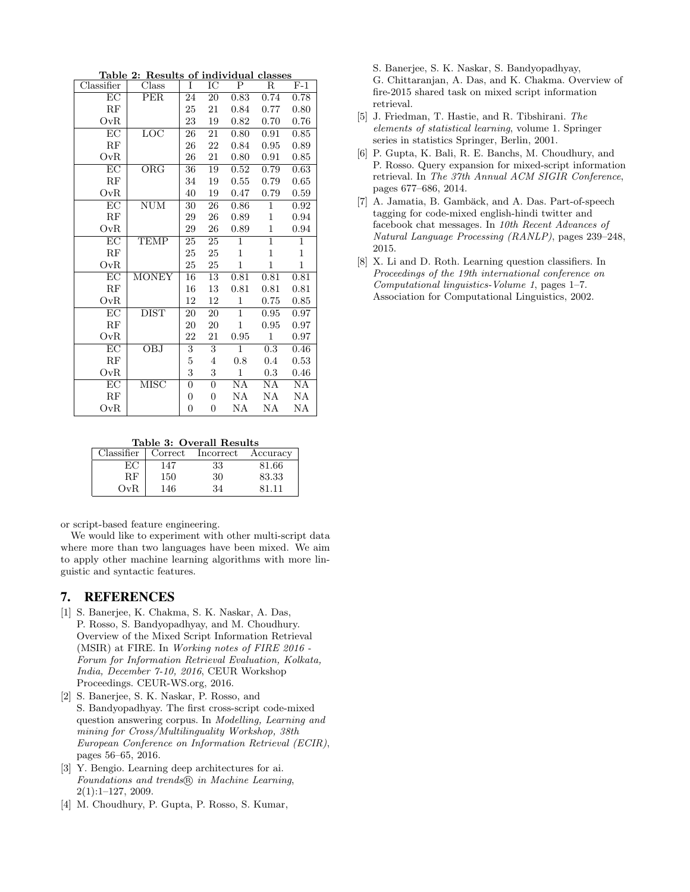**Table 2: Results of individual classes**

| Classifier | Class | I | IC | P | R | F-1 |
|---|---|---|---|---|---|---|
| EC | PER | 24 | 20 | 0.83 | 0.74 | 0.78 |
| RF | | 25 | 21 | 0.84 | 0.77 | 0.80 |
| OvR | | 23 | 19 | 0.82 | 0.70 | 0.76 |
| EC | LOC | 26 | 21 | 0.80 | 0.91 | 0.85 |
| RF | | 26 | 22 | 0.84 | 0.95 | 0.89 |
| OvR | | 26 | 21 | 0.80 | 0.91 | 0.85 |
| EC | ORG | 36 | 19 | 0.52 | 0.79 | 0.63 |
| RF | | 34 | 19 | 0.55 | 0.79 | 0.65 |
| OvR | | 40 | 19 | 0.47 | 0.79 | 0.59 |
| EC | NUM | 30 | 26 | 0.86 | 1 | 0.92 |
| RF | | 29 | 26 | 0.89 | 1 | 0.94 |
| OvR | | 29 | 26 | 0.89 | 1 | 0.94 |
| EC | TEMP | 25 | 25 | 1 | 1 | 1 |
| RF | | 25 | 25 | 1 | 1 | 1 |
| OvR | | 25 | 25 | 1 | 1 | 1 |
| EC | MONEY | 16 | 13 | 0.81 | 0.81 | 0.81 |
| RF | | 16 | 13 | 0.81 | 0.81 | 0.81 |
| OvR | | 12 | 12 | 1 | 0.75 | 0.85 |
| EC | DIST | 20 | 20 | 1 | 0.95 | 0.97 |
| RF | | 20 | 20 | 1 | 0.95 | 0.97 |
| OvR | | 22 | 21 | 0.95 | 1 | 0.97 |
| EC | OBJ | 3 | 3 | 1 | 0.3 | 0.46 |
| RF | | 5 | 4 | 0.8 | 0.4 | 0.53 |
| OvR | | 3 | 3 | 1 | 0.3 | 0.46 |
| EC | MISC | 0 | 0 | NA | NA | NA |
| RF | | 0 | 0 | NA | NA | NA |
| OvR | | 0 | 0 | NA | NA | NA |

**Table 3: Overall Results**

| Classifier | Correct | Incorrect | Accuracy |
|---|---|---|---|
| EC | 147 | 33 | 81.66 |
| RF | 150 | 30 | 83.33 |
| OvR | 146 | 34 | 81.11 |

or script-based feature engineering.

We would like to experiment with other multi-script data where more than two languages have been mixed. We aim to apply other machine learning algorithms with more linguistic and syntactic features.

## 7. REFERENCES

[1] S. Banerjee, K. Chakma, S. K. Naskar, A. Das, P. Rosso, S. Bandyopadhyay, and M. Choudhury. Overview of the Mixed Script Information Retrieval (MSIR) at FIRE. In *Working notes of FIRE 2016 - Forum for Information Retrieval Evaluation, Kolkata, India, December 7-10, 2016*, CEUR Workshop Proceedings. CEUR-WS.org, 2016.

[2] S. Banerjee, S. K. Naskar, P. Rosso, and S. Bandyopadhyay. The first cross-script code-mixed question answering corpus. In *Modelling, Learning and mining for Cross/Multilinguality Workshop, 38th European Conference on Information Retrieval (ECIR)*, pages 56–65, 2016.

[3] Y. Bengio. Learning deep architectures for ai. *Foundations and trends® in Machine Learning*, 2(1):1–127, 2009.

[4] M. Choudhury, P. Gupta, P. Rosso, S. Kumar, S. Banerjee, S. K. Naskar, S. Bandyopadhyay, G. Chittaranjan, A. Das, and K. Chakma. Overview of fire-2015 shared task on mixed script information retrieval.

[5] J. Friedman, T. Hastie, and R. Tibshirani. *The elements of statistical learning*, volume 1. Springer series in statistics Springer, Berlin, 2001.

[6] P. Gupta, K. Bali, R. E. Banchs, M. Choudhury, and P. Rosso. Query expansion for mixed-script information retrieval. In *The 37th Annual ACM SIGIR Conference*, pages 677–686, 2014.

[7] A. Jamatia, B. Gambäck, and A. Das. Part-of-speech tagging for code-mixed english-hindi twitter and facebook chat messages. In *10th Recent Advances of Natural Language Processing (RANLP)*, pages 239–248, 2015.

[8] X. Li and D. Roth. Learning question classifiers. In *Proceedings of the 19th international conference on Computational linguistics-Volume 1*, pages 1–7. Association for Computational Linguistics, 2002.